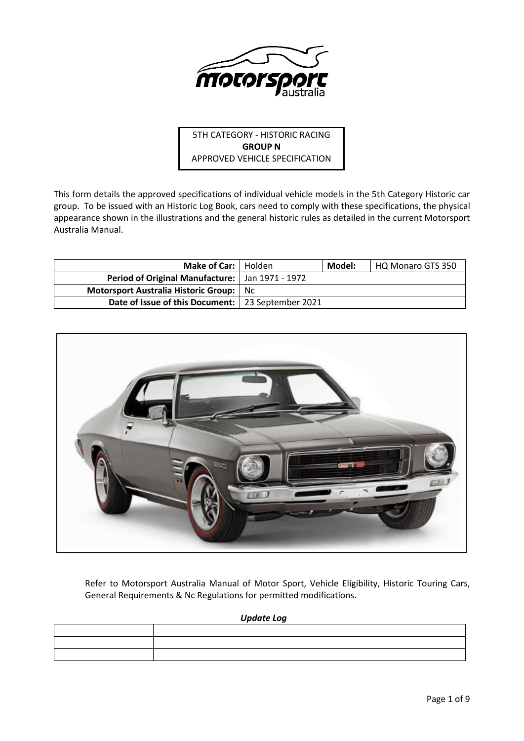5TH CATEGORY - HISTORIC RACING
**GROUP N**
APPROVED VEHICLE SPECIFICATION

This form details the approved specifications of individual vehicle models in the 5th Category Historic car group. To be issued with an Historic Log Book, cars need to comply with these specifications, the physical appearance shown in the illustrations and the general historic rules as detailed in the current Motorsport Australia Manual.

| **Make of Car:** | Holden | **Model:** | HQ Monaro GTS 350 |
|---|---|---|---|
| **Period of Original Manufacture:** | Jan 1971 - 1972 | | |
| **Motorsport Australia Historic Group:** | Nc | | |
| **Date of Issue of this Document:** | 23 September 2021 | | |

Refer to Motorsport Australia Manual of Motor Sport, Vehicle Eligibility, Historic Touring Cars, General Requirements & Nc Regulations for permitted modifications.

***Update Log***

| | |
|---|---|
| | |
| | |
| | |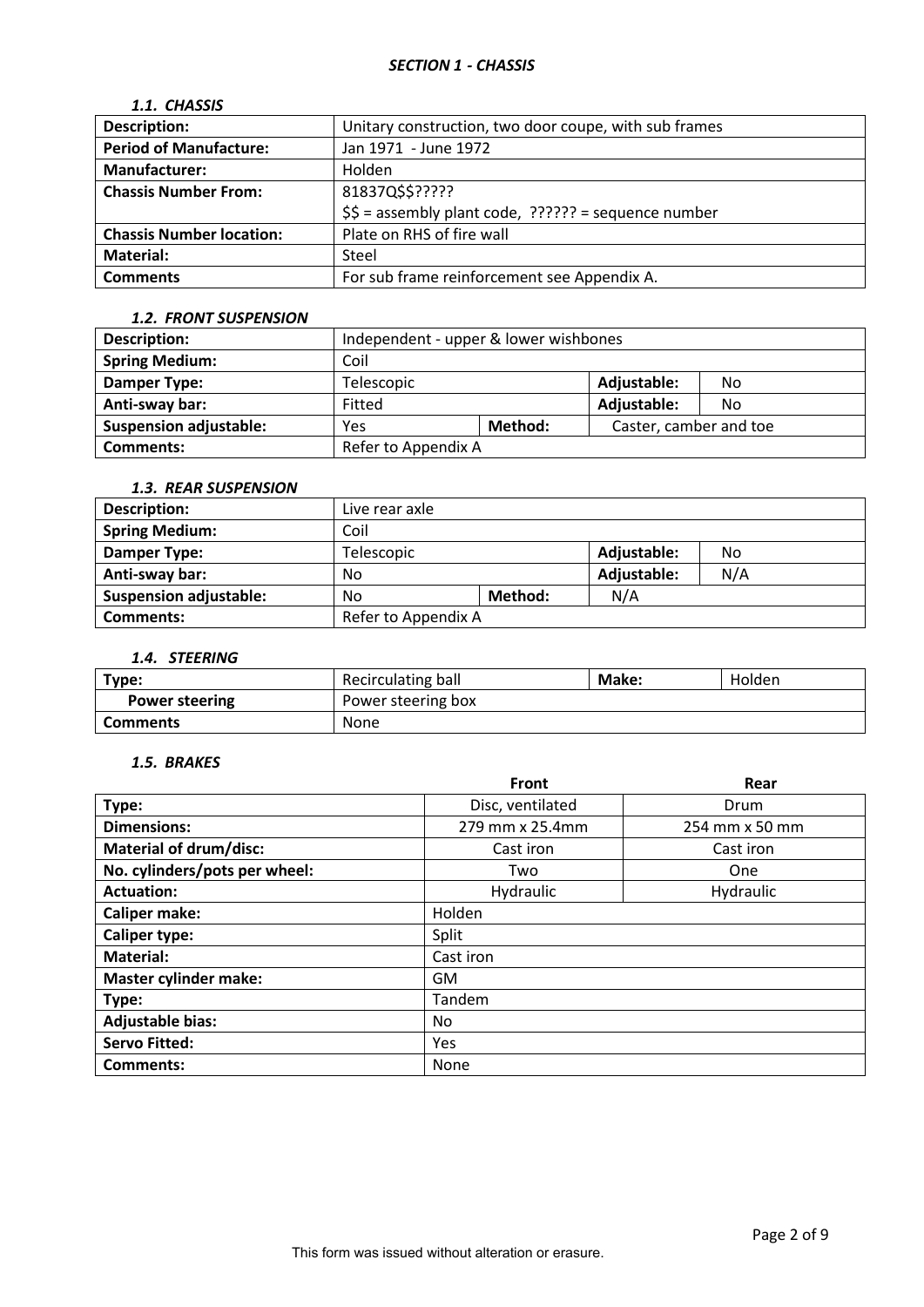## *SECTION 1 - CHASSIS*

### *1.1. CHASSIS*

| **Description:** | Unitary construction, two door coupe, with sub frames |
|---|---|
| **Period of Manufacture:** | Jan 1971 - June 1972 |
| **Manufacturer:** | Holden |
| **Chassis Number From:** | 81837Q$$?????<br>$$ = assembly plant code, ?????? = sequence number |
| **Chassis Number location:** | Plate on RHS of fire wall |
| **Material:** | Steel |
| **Comments** | For sub frame reinforcement see Appendix A. |

### *1.2. FRONT SUSPENSION*

| **Description:** | Independent - upper & lower wishbones | | | |
|---|---|---|---|---|
| **Spring Medium:** | Coil | | | |
| **Damper Type:** | Telescopic | | **Adjustable:** | No |
| **Anti-sway bar:** | Fitted | | **Adjustable:** | No |
| **Suspension adjustable:** | Yes | **Method:** | Caster, camber and toe | |
| **Comments:** | Refer to Appendix A | | | |

### *1.3. REAR SUSPENSION*

| **Description:** | Live rear axle | | | |
|---|---|---|---|---|
| **Spring Medium:** | Coil | | | |
| **Damper Type:** | Telescopic | | **Adjustable:** | No |
| **Anti-sway bar:** | No | | **Adjustable:** | N/A |
| **Suspension adjustable:** | No | **Method:** | N/A | |
| **Comments:** | Refer to Appendix A | | | |

### *1.4. STEERING*

| **Type:** | Recirculating ball | **Make:** | Holden |
|---|---|---|---|
| **Power steering** | Power steering box | | |
| **Comments** | None | | |

### *1.5. BRAKES*

| | **Front** | **Rear** |
|---|---|---|
| **Type:** | Disc, ventilated | Drum |
| **Dimensions:** | 279 mm x 25.4mm | 254 mm x 50 mm |
| **Material of drum/disc:** | Cast iron | Cast iron |
| **No. cylinders/pots per wheel:** | Two | One |
| **Actuation:** | Hydraulic | Hydraulic |
| **Caliper make:** | Holden | |
| **Caliper type:** | Split | |
| **Material:** | Cast iron | |
| **Master cylinder make:** | GM | |
| **Type:** | Tandem | |
| **Adjustable bias:** | No | |
| **Servo Fitted:** | Yes | |
| **Comments:** | None | |

This form was issued without alteration or erasure.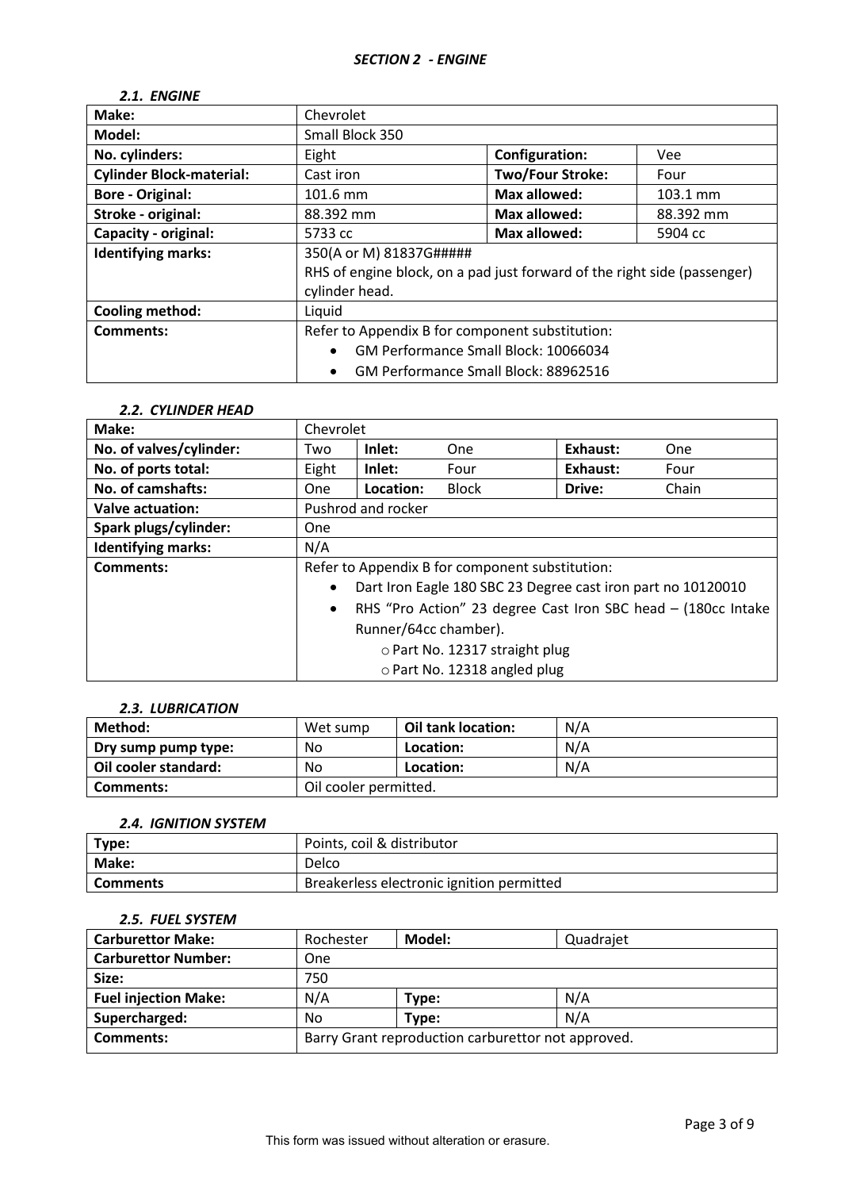## *SECTION 2 - ENGINE*

### *2.1. ENGINE*

| **Make:** | Chevrolet | | |
|---|---|---|---|
| **Model:** | Small Block 350 | | |
| **No. cylinders:** | Eight | **Configuration:** | Vee |
| **Cylinder Block-material:** | Cast iron | **Two/Four Stroke:** | Four |
| **Bore - Original:** | 101.6 mm | **Max allowed:** | 103.1 mm |
| **Stroke - original:** | 88.392 mm | **Max allowed:** | 88.392 mm |
| **Capacity - original:** | 5733 cc | **Max allowed:** | 5904 cc |
| **Identifying marks:** | 350(A or M) 81837G#####<br>RHS of engine block, on a pad just forward of the right side (passenger) cylinder head. | | |
| **Cooling method:** | Liquid | | |
| **Comments:** | Refer to Appendix B for component substitution:<br>• GM Performance Small Block: 10066034<br>• GM Performance Small Block: 88962516 | | |

### *2.2. CYLINDER HEAD*

| **Make:** | Chevrolet | | | | |
|---|---|---|---|---|---|
| **No. of valves/cylinder:** | Two | **Inlet:** | One | **Exhaust:** | One |
| **No. of ports total:** | Eight | **Inlet:** | Four | **Exhaust:** | Four |
| **No. of camshafts:** | One | **Location:** | Block | **Drive:** | Chain |
| **Valve actuation:** | Pushrod and rocker | | | | |
| **Spark plugs/cylinder:** | One | | | | |
| **Identifying marks:** | N/A | | | | |
| **Comments:** | Refer to Appendix B for component substitution:<br>• Dart Iron Eagle 180 SBC 23 Degree cast iron part no 10120010<br>• RHS "Pro Action" 23 degree Cast Iron SBC head – (180cc Intake Runner/64cc chamber).<br>&nbsp;&nbsp;&nbsp;&nbsp;○ Part No. 12317 straight plug<br>&nbsp;&nbsp;&nbsp;&nbsp;○ Part No. 12318 angled plug | | | | |

### *2.3. LUBRICATION*

| **Method:** | Wet sump | **Oil tank location:** | N/A |
|---|---|---|---|
| **Dry sump pump type:** | No | **Location:** | N/A |
| **Oil cooler standard:** | No | **Location:** | N/A |
| **Comments:** | Oil cooler permitted. | | |

### *2.4. IGNITION SYSTEM*

| **Type:** | Points, coil & distributor |
|---|---|
| **Make:** | Delco |
| **Comments** | Breakerless electronic ignition permitted |

### *2.5. FUEL SYSTEM*

| **Carburettor Make:** | Rochester | **Model:** | Quadrajet |
|---|---|---|---|
| **Carburettor Number:** | One | | |
| **Size:** | 750 | | |
| **Fuel injection Make:** | N/A | **Type:** | N/A |
| **Supercharged:** | No | **Type:** | N/A |
| **Comments:** | Barry Grant reproduction carburettor not approved. | | |

This form was issued without alteration or erasure.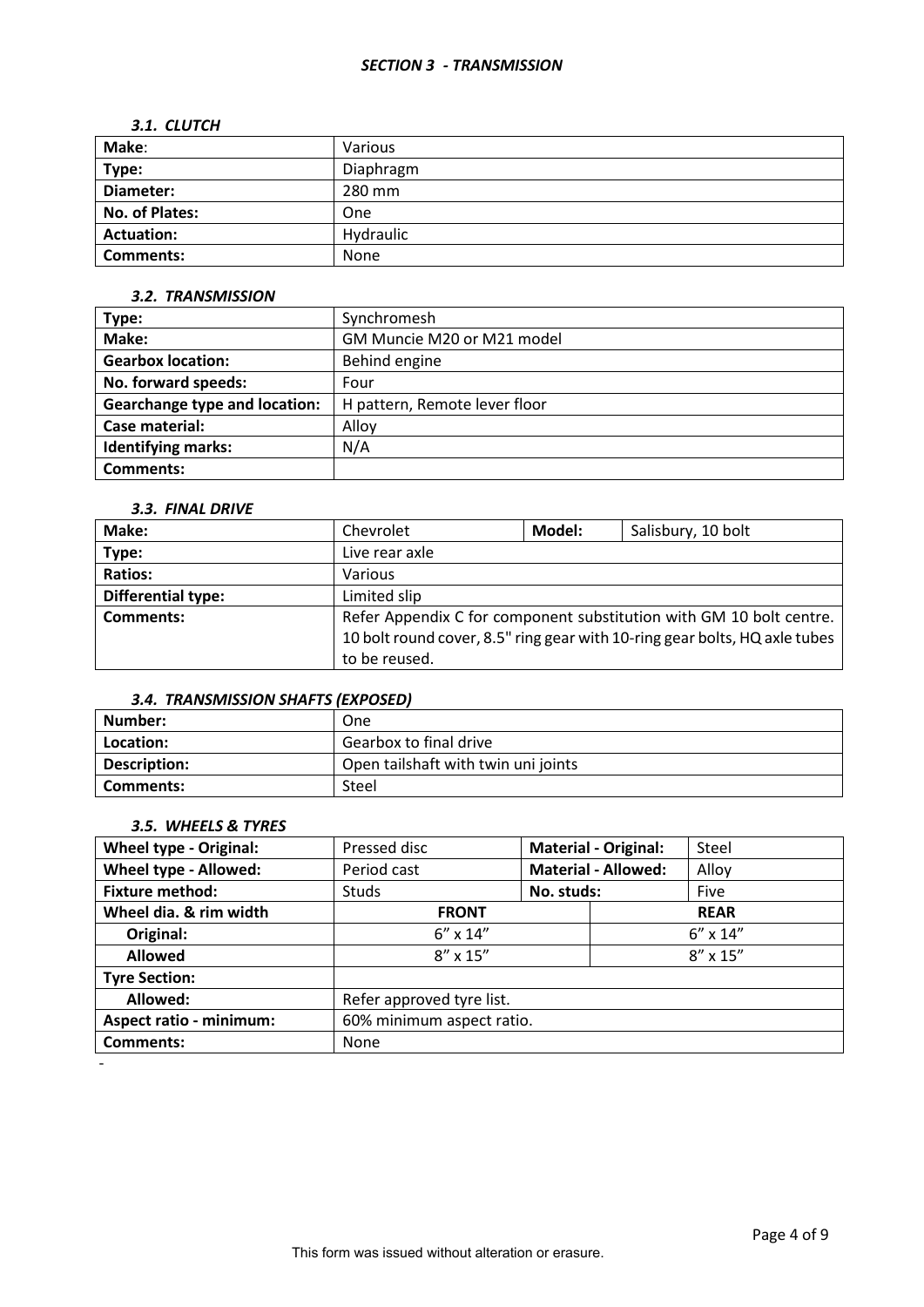### *SECTION 3 - TRANSMISSION*

#### *3.1. CLUTCH*

| **Make**: | Various |
|---|---|
| **Type:** | Diaphragm |
| **Diameter:** | 280 mm |
| **No. of Plates:** | One |
| **Actuation:** | Hydraulic |
| **Comments:** | None |

#### *3.2. TRANSMISSION*

| **Type:** | Synchromesh |
|---|---|
| **Make:** | GM Muncie M20 or M21 model |
| **Gearbox location:** | Behind engine |
| **No. forward speeds:** | Four |
| **Gearchange type and location:** | H pattern, Remote lever floor |
| **Case material:** | Alloy |
| **Identifying marks:** | N/A |
| **Comments:** | |

#### *3.3. FINAL DRIVE*

| **Make:** | Chevrolet | **Model:** | Salisbury, 10 bolt |
|---|---|---|---|
| **Type:** | Live rear axle | | |
| **Ratios:** | Various | | |
| **Differential type:** | Limited slip | | |
| **Comments:** | Refer Appendix C for component substitution with GM 10 bolt centre. 10 bolt round cover, 8.5" ring gear with 10-ring gear bolts, HQ axle tubes to be reused. | | |

#### *3.4. TRANSMISSION SHAFTS (EXPOSED)*

| **Number:** | One |
|---|---|
| **Location:** | Gearbox to final drive |
| **Description:** | Open tailshaft with twin uni joints |
| **Comments:** | Steel |

#### *3.5. WHEELS & TYRES*

| **Wheel type - Original:** | Pressed disc | **Material - Original:** | Steel |
|---|---|---|---|
| **Wheel type - Allowed:** | Period cast | **Material - Allowed:** | Alloy |
| **Fixture method:** | Studs | **No. studs:** | Five |
| **Wheel dia. & rim width** | **FRONT** | | **REAR** |
| **Original:** | 6" x 14" | | 6" x 14" |
| **Allowed** | 8" x 15" | | 8" x 15" |
| **Tyre Section:** | | | |
| **Allowed:** | Refer approved tyre list. | | |
| **Aspect ratio - minimum:** | 60% minimum aspect ratio. | | |
| **Comments:** | None | | |

-

This form was issued without alteration or erasure.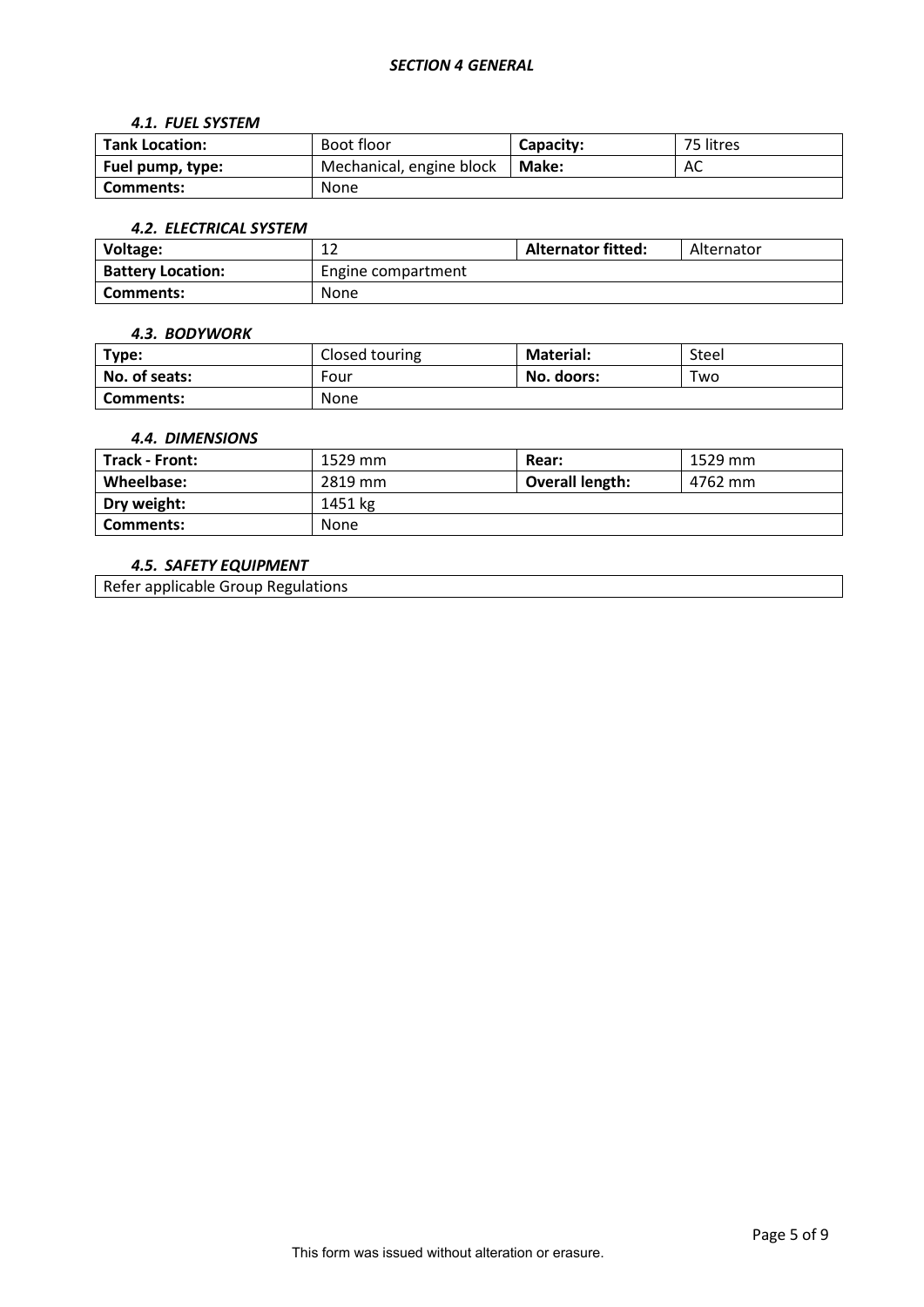## *SECTION 4 GENERAL*

### *4.1. FUEL SYSTEM*

| **Tank Location:** | Boot floor | **Capacity:** | 75 litres |
|---|---|---|---|
| **Fuel pump, type:** | Mechanical, engine block | **Make:** | AC |
| **Comments:** | None | | |

### *4.2. ELECTRICAL SYSTEM*

| **Voltage:** | 12 | **Alternator fitted:** | Alternator |
|---|---|---|---|
| **Battery Location:** | Engine compartment | | |
| **Comments:** | None | | |

### *4.3. BODYWORK*

| **Type:** | Closed touring | **Material:** | Steel |
|---|---|---|---|
| **No. of seats:** | Four | **No. doors:** | Two |
| **Comments:** | None | | |

### *4.4. DIMENSIONS*

| **Track - Front:** | 1529 mm | **Rear:** | 1529 mm |
|---|---|---|---|
| **Wheelbase:** | 2819 mm | **Overall length:** | 4762 mm |
| **Dry weight:** | 1451 kg | | |
| **Comments:** | None | | |

### *4.5. SAFETY EQUIPMENT*

| Refer applicable Group Regulations |
|---|

This form was issued without alteration or erasure.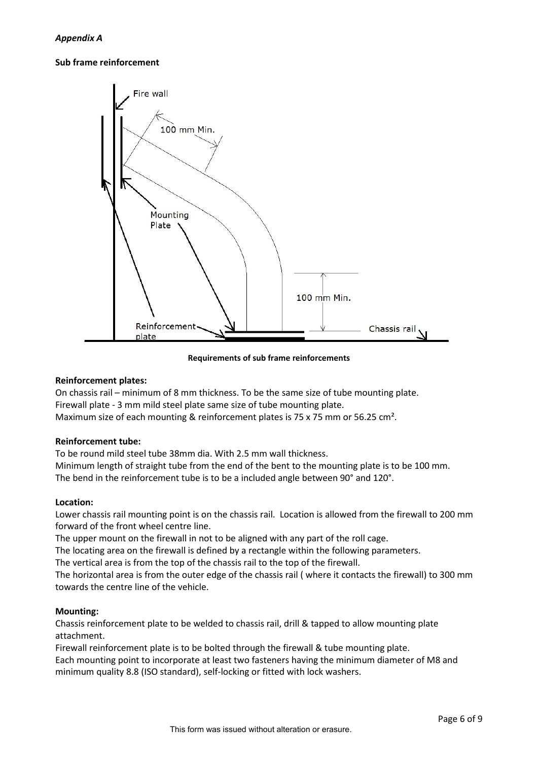*Appendix A*

**Sub frame reinforcement**

**Requirements of sub frame reinforcements**

**Reinforcement plates:**

On chassis rail – minimum of 8 mm thickness. To be the same size of tube mounting plate.
Firewall plate - 3 mm mild steel plate same size of tube mounting plate.
Maximum size of each mounting & reinforcement plates is 75 x 75 mm or 56.25 cm².

**Reinforcement tube:**

To be round mild steel tube 38mm dia. With 2.5 mm wall thickness.
Minimum length of straight tube from the end of the bent to the mounting plate is to be 100 mm.
The bend in the reinforcement tube is to be a included angle between 90° and 120°.

**Location:**

Lower chassis rail mounting point is on the chassis rail. Location is allowed from the firewall to 200 mm forward of the front wheel centre line.
The upper mount on the firewall in not to be aligned with any part of the roll cage.
The locating area on the firewall is defined by a rectangle within the following parameters.
The vertical area is from the top of the chassis rail to the top of the firewall.
The horizontal area is from the outer edge of the chassis rail ( where it contacts the firewall) to 300 mm towards the centre line of the vehicle.

**Mounting:**

Chassis reinforcement plate to be welded to chassis rail, drill & tapped to allow mounting plate attachment.
Firewall reinforcement plate is to be bolted through the firewall & tube mounting plate.
Each mounting point to incorporate at least two fasteners having the minimum diameter of M8 and minimum quality 8.8 (ISO standard), self-locking or fitted with lock washers.

This form was issued without alteration or erasure.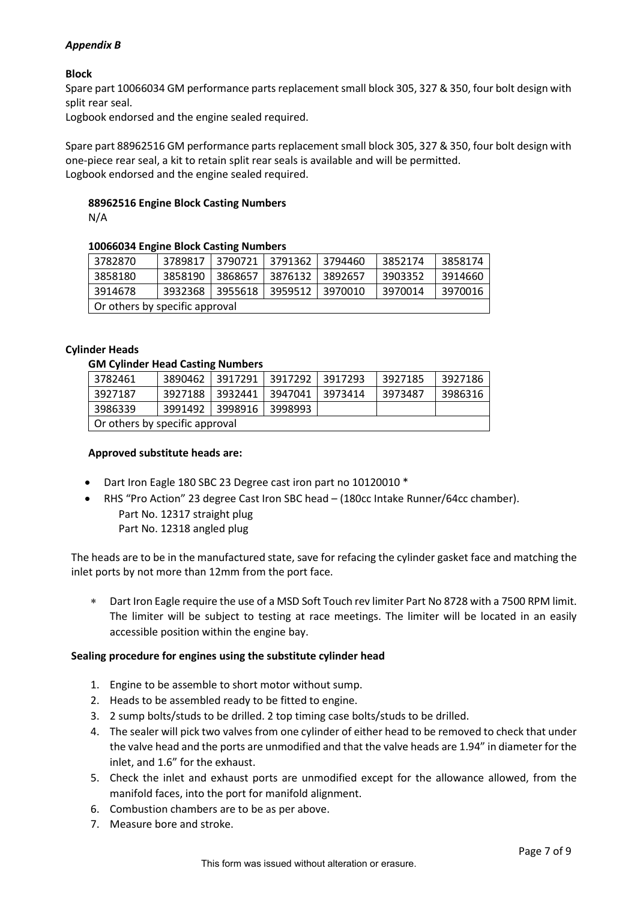*Appendix B*

**Block**

Spare part 10066034 GM performance parts replacement small block 305, 327 & 350, four bolt design with split rear seal.
Logbook endorsed and the engine sealed required.

Spare part 88962516 GM performance parts replacement small block 305, 327 & 350, four bolt design with one-piece rear seal, a kit to retain split rear seals is available and will be permitted.
Logbook endorsed and the engine sealed required.

**88962516 Engine Block Casting Numbers**

N/A

**10066034 Engine Block Casting Numbers**

| | | | | | | |
|---|---|---|---|---|---|---|
| 3782870 | 3789817 | 3790721 | 3791362 | 3794460 | 3852174 | 3858174 |
| 3858180 | 3858190 | 3868657 | 3876132 | 3892657 | 3903352 | 3914660 |
| 3914678 | 3932368 | 3955618 | 3959512 | 3970010 | 3970014 | 3970016 |
| Or others by specific approval | | | | | | |

**Cylinder Heads**

**GM Cylinder Head Casting Numbers**

| | | | | | | |
|---|---|---|---|---|---|---|
| 3782461 | 3890462 | 3917291 | 3917292 | 3917293 | 3927185 | 3927186 |
| 3927187 | 3927188 | 3932441 | 3947041 | 3973414 | 3973487 | 3986316 |
| 3986339 | 3991492 | 3998916 | 3998993 | | | |
| Or others by specific approval | | | | | | |

**Approved substitute heads are:**

- Dart Iron Eagle 180 SBC 23 Degree cast iron part no 10120010 *
- RHS "Pro Action" 23 degree Cast Iron SBC head – (180cc Intake Runner/64cc chamber).
  Part No. 12317 straight plug
  Part No. 12318 angled plug

The heads are to be in the manufactured state, save for refacing the cylinder gasket face and matching the inlet ports by not more than 12mm from the port face.

- * Dart Iron Eagle require the use of a MSD Soft Touch rev limiter Part No 8728 with a 7500 RPM limit. The limiter will be subject to testing at race meetings. The limiter will be located in an easily accessible position within the engine bay.

**Sealing procedure for engines using the substitute cylinder head**

1. Engine to be assemble to short motor without sump.
2. Heads to be assembled ready to be fitted to engine.
3. 2 sump bolts/studs to be drilled. 2 top timing case bolts/studs to be drilled.
4. The sealer will pick two valves from one cylinder of either head to be removed to check that under the valve head and the ports are unmodified and that the valve heads are 1.94" in diameter for the inlet, and 1.6" for the exhaust.
5. Check the inlet and exhaust ports are unmodified except for the allowance allowed, from the manifold faces, into the port for manifold alignment.
6. Combustion chambers are to be as per above.
7. Measure bore and stroke.

This form was issued without alteration or erasure.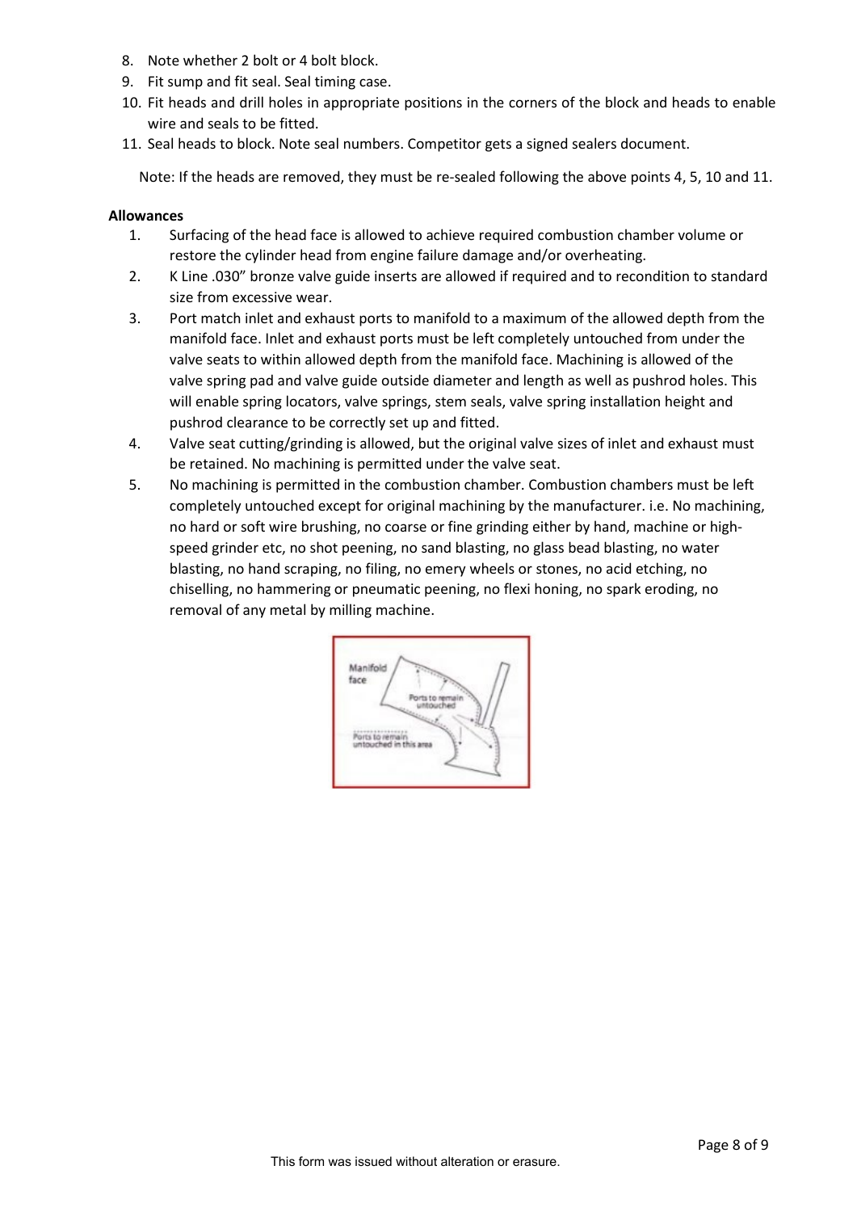8. Note whether 2 bolt or 4 bolt block.
9. Fit sump and fit seal. Seal timing case.
10. Fit heads and drill holes in appropriate positions in the corners of the block and heads to enable wire and seals to be fitted.
11. Seal heads to block. Note seal numbers. Competitor gets a signed sealers document.

Note: If the heads are removed, they must be re-sealed following the above points 4, 5, 10 and 11.

**Allowances**

1. Surfacing of the head face is allowed to achieve required combustion chamber volume or restore the cylinder head from engine failure damage and/or overheating.
2. K Line .030" bronze valve guide inserts are allowed if required and to recondition to standard size from excessive wear.
3. Port match inlet and exhaust ports to manifold to a maximum of the allowed depth from the manifold face. Inlet and exhaust ports must be left completely untouched from under the valve seats to within allowed depth from the manifold face. Machining is allowed of the valve spring pad and valve guide outside diameter and length as well as pushrod holes. This will enable spring locators, valve springs, stem seals, valve spring installation height and pushrod clearance to be correctly set up and fitted.
4. Valve seat cutting/grinding is allowed, but the original valve sizes of inlet and exhaust must be retained. No machining is permitted under the valve seat.
5. No machining is permitted in the combustion chamber. Combustion chambers must be left completely untouched except for original machining by the manufacturer. i.e. No machining, no hard or soft wire brushing, no coarse or fine grinding either by hand, machine or high-speed grinder etc, no shot peening, no sand blasting, no glass bead blasting, no water blasting, no hand scraping, no filing, no emery wheels or stones, no acid etching, no chiselling, no hammering or pneumatic peening, no flexi honing, no spark eroding, no removal of any metal by milling machine.

This form was issued without alteration or erasure.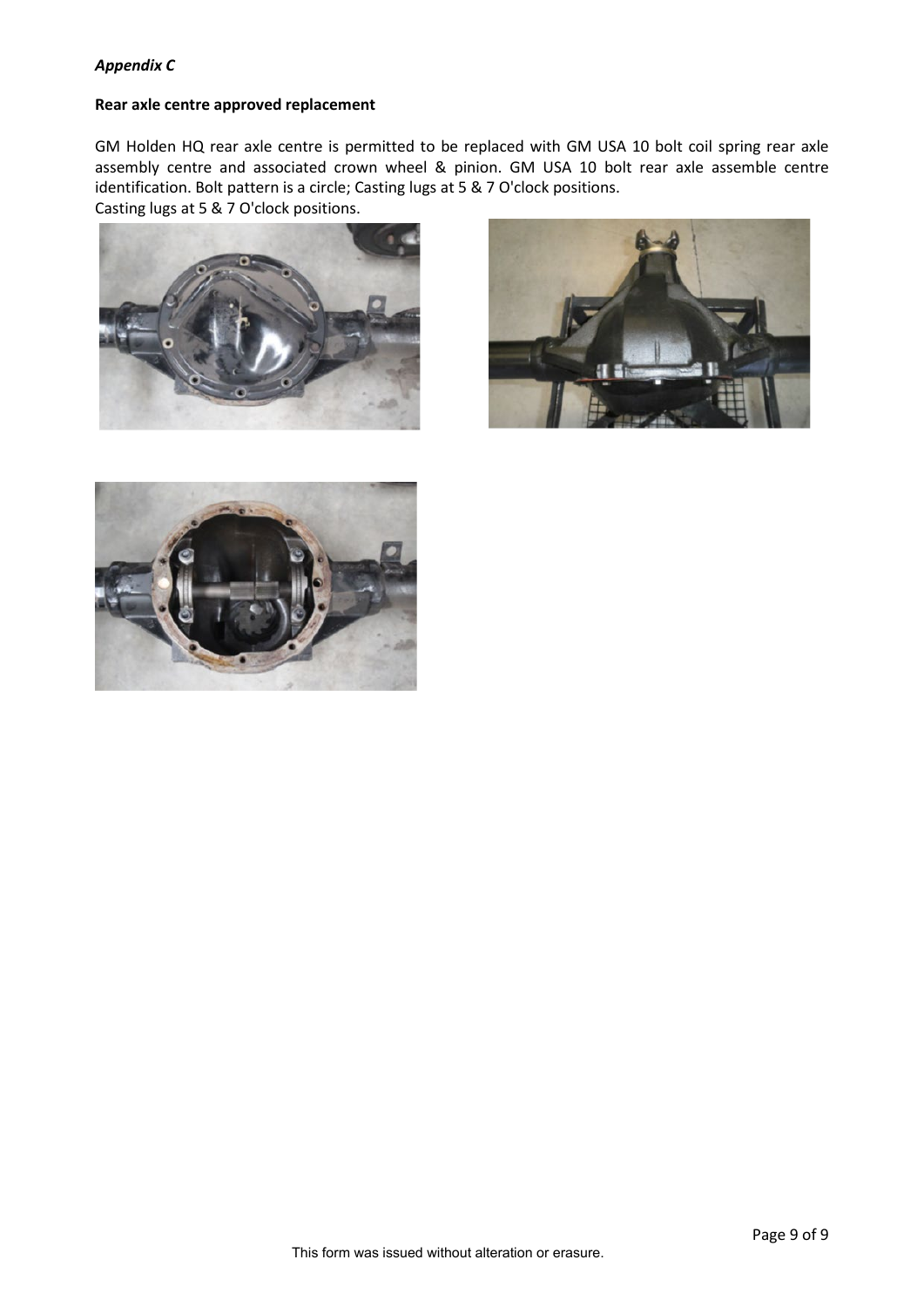*Appendix C*

**Rear axle centre approved replacement**

GM Holden HQ rear axle centre is permitted to be replaced with GM USA 10 bolt coil spring rear axle assembly centre and associated crown wheel & pinion. GM USA 10 bolt rear axle assemble centre identification. Bolt pattern is a circle; Casting lugs at 5 & 7 O'clock positions.
Casting lugs at 5 & 7 O'clock positions.

This form was issued without alteration or erasure.